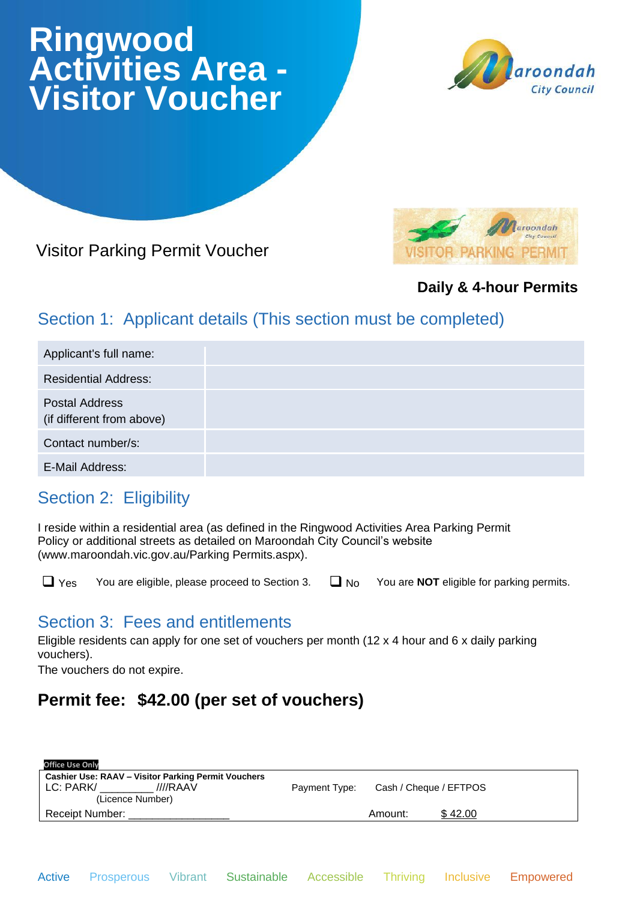# Ringwood Activities Area - Visitor Voucher

Visitor Parking Permit Voucher

**Daily & 4-hour Permits**

## Section 1: Applicant details (This section must be completed)

| Applicant's full name: | |
|---|---|
| Residential Address: | |
| Postal Address (if different from above) | |
| Contact number/s: | |
| E-Mail Address: | |

## Section 2: Eligibility

I reside within a residential area (as defined in the Ringwood Activities Area Parking Permit Policy or additional streets as detailed on Maroondah City Council's website (www.maroondah.vic.gov.au/Parking Permits.aspx).

❑ Yes  You are eligible, please proceed to Section 3.  ❑ No  You are **NOT** eligible for parking permits.

## Section 3: Fees and entitlements

Eligible residents can apply for one set of vouchers per month (12 x 4 hour and 6 x daily parking vouchers).

The vouchers do not expire.

### Permit fee: $42.00 (per set of vouchers)

**Office Use Only**

**Cashier Use: RAAV – Visitor Parking Permit Vouchers**

LC: PARK/ _________ ////RAAV
(Licence Number)

Payment Type: Cash / Cheque / EFTPOS

Receipt Number: _________________

Amount: $ 42.00

Active Prosperous Vibrant Sustainable Accessible Thriving Inclusive Empowered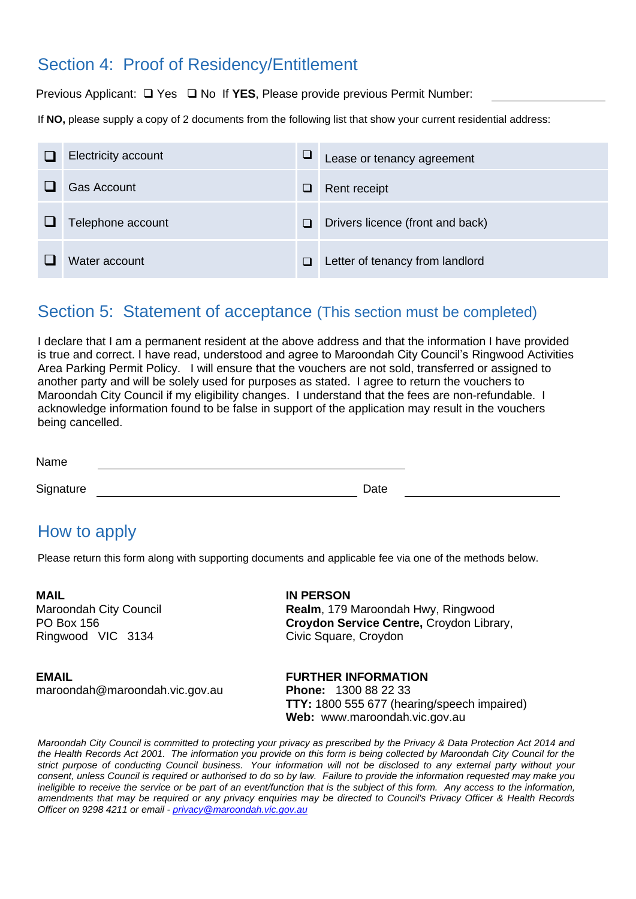## Section 4: Proof of Residency/Entitlement

Previous Applicant: ❑ Yes ❑ No If **YES**, Please provide previous Permit Number: ________________

If **NO,** please supply a copy of 2 documents from the following list that show your current residential address:

| | | | |
|---|---|---|---|
| ❑ | Electricity account | ❑ | Lease or tenancy agreement |
| ❑ | Gas Account | ❑ | Rent receipt |
| ❑ | Telephone account | ❑ | Drivers licence (front and back) |
| ❑ | Water account | ❑ | Letter of tenancy from landlord |

## Section 5: Statement of acceptance (This section must be completed)

I declare that I am a permanent resident at the above address and that the information I have provided is true and correct. I have read, understood and agree to Maroondah City Council's Ringwood Activities Area Parking Permit Policy. I will ensure that the vouchers are not sold, transferred or assigned to another party and will be solely used for purposes as stated. I agree to return the vouchers to Maroondah City Council if my eligibility changes. I understand that the fees are non-refundable. I acknowledge information found to be false in support of the application may result in the vouchers being cancelled.

Name ________________________________________

Signature ________________________________ Date ____________________

## How to apply

Please return this form along with supporting documents and applicable fee via one of the methods below.

**MAIL**
Maroondah City Council
PO Box 156
Ringwood VIC 3134

**IN PERSON**
**Realm**, 179 Maroondah Hwy, Ringwood
**Croydon Service Centre,** Croydon Library, Civic Square, Croydon

**EMAIL**
maroondah@maroondah.vic.gov.au

**FURTHER INFORMATION**
**Phone:** 1300 88 22 33
**TTY:** 1800 555 677 (hearing/speech impaired)
**Web:** www.maroondah.vic.gov.au

*Maroondah City Council is committed to protecting your privacy as prescribed by the Privacy & Data Protection Act 2014 and the Health Records Act 2001. The information you provide on this form is being collected by Maroondah City Council for the strict purpose of conducting Council business. Your information will not be disclosed to any external party without your consent, unless Council is required or authorised to do so by law. Failure to provide the information requested may make you ineligible to receive the service or be part of an event/function that is the subject of this form. Any access to the information, amendments that may be required or any privacy enquiries may be directed to Council's Privacy Officer & Health Records Officer on 9298 4211 or email - privacy@maroondah.vic.gov.au*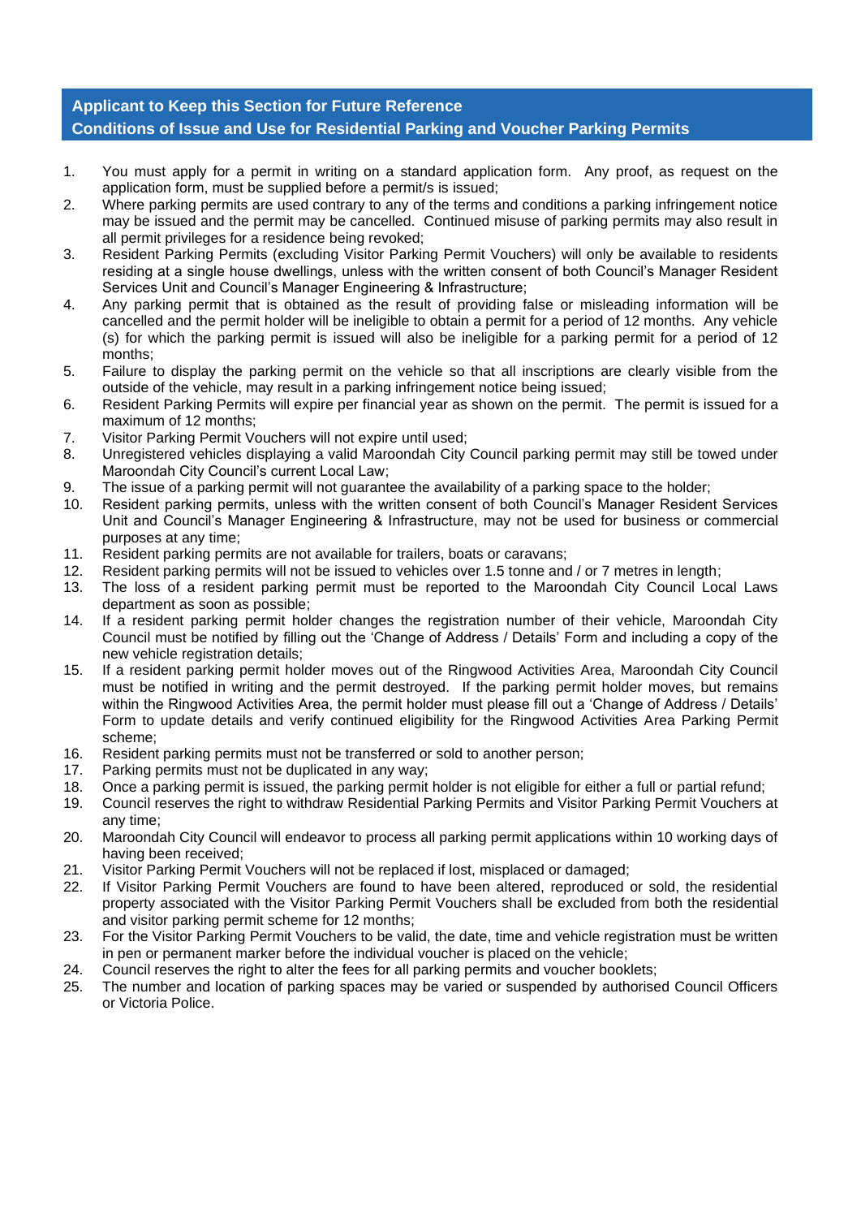**Applicant to Keep this Section for Future Reference**
**Conditions of Issue and Use for Residential Parking and Voucher Parking Permits**

1. You must apply for a permit in writing on a standard application form. Any proof, as request on the application form, must be supplied before a permit/s is issued;
2. Where parking permits are used contrary to any of the terms and conditions a parking infringement notice may be issued and the permit may be cancelled. Continued misuse of parking permits may also result in all permit privileges for a residence being revoked;
3. Resident Parking Permits (excluding Visitor Parking Permit Vouchers) will only be available to residents residing at a single house dwellings, unless with the written consent of both Council's Manager Resident Services Unit and Council's Manager Engineering & Infrastructure;
4. Any parking permit that is obtained as the result of providing false or misleading information will be cancelled and the permit holder will be ineligible to obtain a permit for a period of 12 months. Any vehicle (s) for which the parking permit is issued will also be ineligible for a parking permit for a period of 12 months;
5. Failure to display the parking permit on the vehicle so that all inscriptions are clearly visible from the outside of the vehicle, may result in a parking infringement notice being issued;
6. Resident Parking Permits will expire per financial year as shown on the permit. The permit is issued for a maximum of 12 months;
7. Visitor Parking Permit Vouchers will not expire until used;
8. Unregistered vehicles displaying a valid Maroondah City Council parking permit may still be towed under Maroondah City Council's current Local Law;
9. The issue of a parking permit will not guarantee the availability of a parking space to the holder;
10. Resident parking permits, unless with the written consent of both Council's Manager Resident Services Unit and Council's Manager Engineering & Infrastructure, may not be used for business or commercial purposes at any time;
11. Resident parking permits are not available for trailers, boats or caravans;
12. Resident parking permits will not be issued to vehicles over 1.5 tonne and / or 7 metres in length;
13. The loss of a resident parking permit must be reported to the Maroondah City Council Local Laws department as soon as possible;
14. If a resident parking permit holder changes the registration number of their vehicle, Maroondah City Council must be notified by filling out the 'Change of Address / Details' Form and including a copy of the new vehicle registration details;
15. If a resident parking permit holder moves out of the Ringwood Activities Area, Maroondah City Council must be notified in writing and the permit destroyed. If the parking permit holder moves, but remains within the Ringwood Activities Area, the permit holder must please fill out a 'Change of Address / Details' Form to update details and verify continued eligibility for the Ringwood Activities Area Parking Permit scheme;
16. Resident parking permits must not be transferred or sold to another person;
17. Parking permits must not be duplicated in any way;
18. Once a parking permit is issued, the parking permit holder is not eligible for either a full or partial refund;
19. Council reserves the right to withdraw Residential Parking Permits and Visitor Parking Permit Vouchers at any time;
20. Maroondah City Council will endeavor to process all parking permit applications within 10 working days of having been received;
21. Visitor Parking Permit Vouchers will not be replaced if lost, misplaced or damaged;
22. If Visitor Parking Permit Vouchers are found to have been altered, reproduced or sold, the residential property associated with the Visitor Parking Permit Vouchers shall be excluded from both the residential and visitor parking permit scheme for 12 months;
23. For the Visitor Parking Permit Vouchers to be valid, the date, time and vehicle registration must be written in pen or permanent marker before the individual voucher is placed on the vehicle;
24. Council reserves the right to alter the fees for all parking permits and voucher booklets;
25. The number and location of parking spaces may be varied or suspended by authorised Council Officers or Victoria Police.